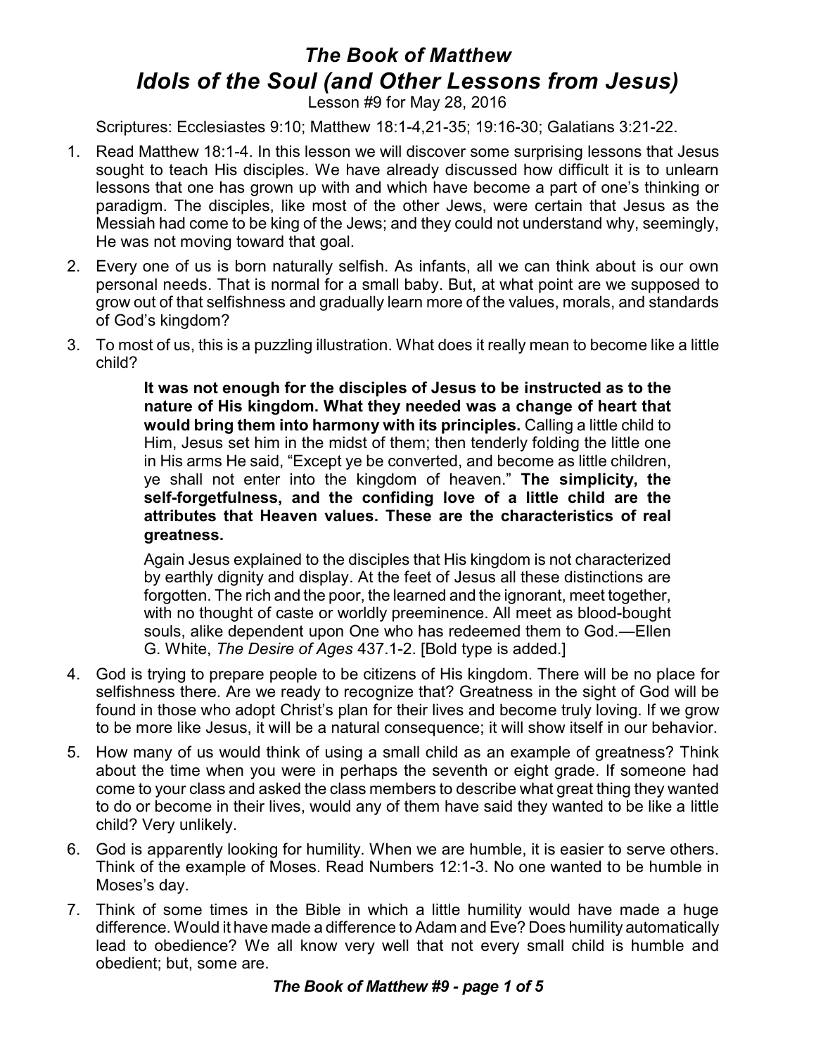# *The Book of Matthew*
## *Idols of the Soul (and Other Lessons from Jesus)*

Lesson #9 for May 28, 2016

Scriptures: Ecclesiastes 9:10; Matthew 18:1-4,21-35; 19:16-30; Galatians 3:21-22.

1. Read Matthew 18:1-4. In this lesson we will discover some surprising lessons that Jesus sought to teach His disciples. We have already discussed how difficult it is to unlearn lessons that one has grown up with and which have become a part of one's thinking or paradigm. The disciples, like most of the other Jews, were certain that Jesus as the Messiah had come to be king of the Jews; and they could not understand why, seemingly, He was not moving toward that goal.
2. Every one of us is born naturally selfish. As infants, all we can think about is our own personal needs. That is normal for a small baby. But, at what point are we supposed to grow out of that selfishness and gradually learn more of the values, morals, and standards of God's kingdom?
3. To most of us, this is a puzzling illustration. What does it really mean to become like a little child?

   > **It was not enough for the disciples of Jesus to be instructed as to the nature of His kingdom. What they needed was a change of heart that would bring them into harmony with its principles.** Calling a little child to Him, Jesus set him in the midst of them; then tenderly folding the little one in His arms He said, "Except ye be converted, and become as little children, ye shall not enter into the kingdom of heaven." **The simplicity, the self-forgetfulness, and the confiding love of a little child are the attributes that Heaven values. These are the characteristics of real greatness.**
   >
   > Again Jesus explained to the disciples that His kingdom is not characterized by earthly dignity and display. At the feet of Jesus all these distinctions are forgotten. The rich and the poor, the learned and the ignorant, meet together, with no thought of caste or worldly preeminence. All meet as blood-bought souls, alike dependent upon One who has redeemed them to God.—Ellen G. White, *The Desire of Ages* 437.1-2. [Bold type is added.]

4. God is trying to prepare people to be citizens of His kingdom. There will be no place for selfishness there. Are we ready to recognize that? Greatness in the sight of God will be found in those who adopt Christ's plan for their lives and become truly loving. If we grow to be more like Jesus, it will be a natural consequence; it will show itself in our behavior.
5. How many of us would think of using a small child as an example of greatness? Think about the time when you were in perhaps the seventh or eight grade. If someone had come to your class and asked the class members to describe what great thing they wanted to do or become in their lives, would any of them have said they wanted to be like a little child? Very unlikely.
6. God is apparently looking for humility. When we are humble, it is easier to serve others. Think of the example of Moses. Read Numbers 12:1-3. No one wanted to be humble in Moses's day.
7. Think of some times in the Bible in which a little humility would have made a huge difference. Would it have made a difference to Adam and Eve? Does humility automatically lead to obedience? We all know very well that not every small child is humble and obedient; but, some are.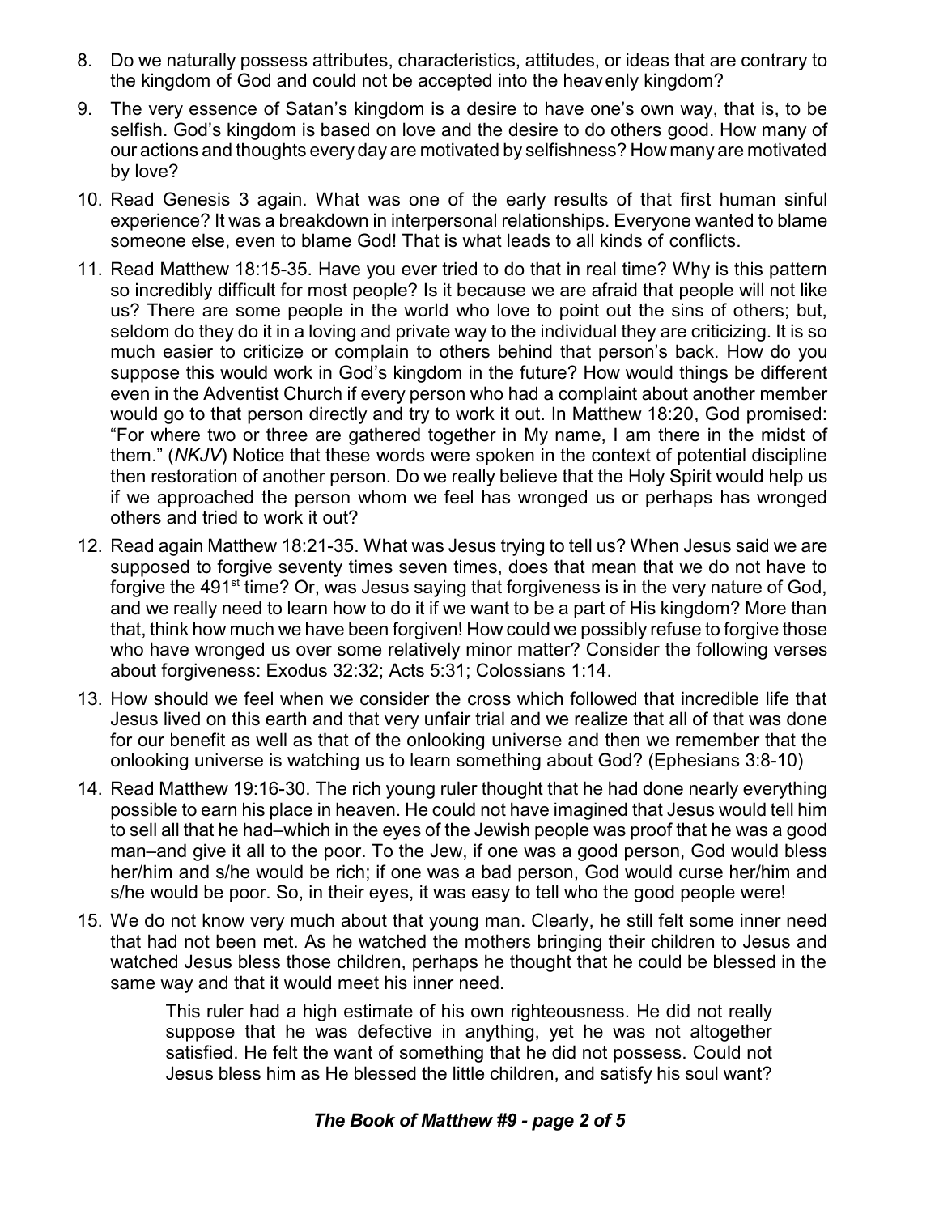8. Do we naturally possess attributes, characteristics, attitudes, or ideas that are contrary to the kingdom of God and could not be accepted into the heavenly kingdom?

9. The very essence of Satan's kingdom is a desire to have one's own way, that is, to be selfish. God's kingdom is based on love and the desire to do others good. How many of our actions and thoughts every day are motivated by selfishness? How many are motivated by love?

10. Read Genesis 3 again. What was one of the early results of that first human sinful experience? It was a breakdown in interpersonal relationships. Everyone wanted to blame someone else, even to blame God! That is what leads to all kinds of conflicts.

11. Read Matthew 18:15-35. Have you ever tried to do that in real time? Why is this pattern so incredibly difficult for most people? Is it because we are afraid that people will not like us? There are some people in the world who love to point out the sins of others; but, seldom do they do it in a loving and private way to the individual they are criticizing. It is so much easier to criticize or complain to others behind that person's back. How do you suppose this would work in God's kingdom in the future? How would things be different even in the Adventist Church if every person who had a complaint about another member would go to that person directly and try to work it out. In Matthew 18:20, God promised: "For where two or three are gathered together in My name, I am there in the midst of them." (*NKJV*) Notice that these words were spoken in the context of potential discipline then restoration of another person. Do we really believe that the Holy Spirit would help us if we approached the person whom we feel has wronged us or perhaps has wronged others and tried to work it out?

12. Read again Matthew 18:21-35. What was Jesus trying to tell us? When Jesus said we are supposed to forgive seventy times seven times, does that mean that we do not have to forgive the 491st time? Or, was Jesus saying that forgiveness is in the very nature of God, and we really need to learn how to do it if we want to be a part of His kingdom? More than that, think how much we have been forgiven! How could we possibly refuse to forgive those who have wronged us over some relatively minor matter? Consider the following verses about forgiveness: Exodus 32:32; Acts 5:31; Colossians 1:14.

13. How should we feel when we consider the cross which followed that incredible life that Jesus lived on this earth and that very unfair trial and we realize that all of that was done for our benefit as well as that of the onlooking universe and then we remember that the onlooking universe is watching us to learn something about God? (Ephesians 3:8-10)

14. Read Matthew 19:16-30. The rich young ruler thought that he had done nearly everything possible to earn his place in heaven. He could not have imagined that Jesus would tell him to sell all that he had–which in the eyes of the Jewish people was proof that he was a good man–and give it all to the poor. To the Jew, if one was a good person, God would bless her/him and s/he would be rich; if one was a bad person, God would curse her/him and s/he would be poor. So, in their eyes, it was easy to tell who the good people were!

15. We do not know very much about that young man. Clearly, he still felt some inner need that had not been met. As he watched the mothers bringing their children to Jesus and watched Jesus bless those children, perhaps he thought that he could be blessed in the same way and that it would meet his inner need.

> This ruler had a high estimate of his own righteousness. He did not really suppose that he was defective in anything, yet he was not altogether satisfied. He felt the want of something that he did not possess. Could not Jesus bless him as He blessed the little children, and satisfy his soul want?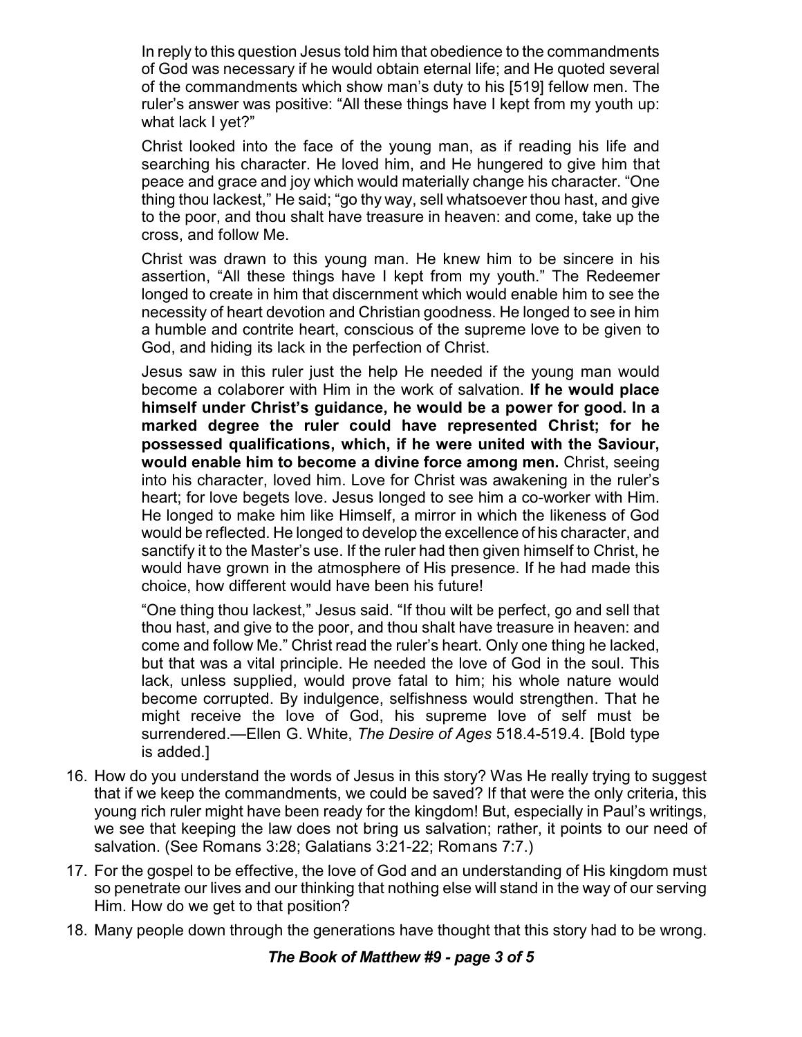In reply to this question Jesus told him that obedience to the commandments of God was necessary if he would obtain eternal life; and He quoted several of the commandments which show man's duty to his [519] fellow men. The ruler's answer was positive: "All these things have I kept from my youth up: what lack I yet?"

Christ looked into the face of the young man, as if reading his life and searching his character. He loved him, and He hungered to give him that peace and grace and joy which would materially change his character. "One thing thou lackest," He said; "go thy way, sell whatsoever thou hast, and give to the poor, and thou shalt have treasure in heaven: and come, take up the cross, and follow Me.

Christ was drawn to this young man. He knew him to be sincere in his assertion, "All these things have I kept from my youth." The Redeemer longed to create in him that discernment which would enable him to see the necessity of heart devotion and Christian goodness. He longed to see in him a humble and contrite heart, conscious of the supreme love to be given to God, and hiding its lack in the perfection of Christ.

Jesus saw in this ruler just the help He needed if the young man would become a colaborer with Him in the work of salvation. **If he would place himself under Christ's guidance, he would be a power for good. In a marked degree the ruler could have represented Christ; for he possessed qualifications, which, if he were united with the Saviour, would enable him to become a divine force among men.** Christ, seeing into his character, loved him. Love for Christ was awakening in the ruler's heart; for love begets love. Jesus longed to see him a co-worker with Him. He longed to make him like Himself, a mirror in which the likeness of God would be reflected. He longed to develop the excellence of his character, and sanctify it to the Master's use. If the ruler had then given himself to Christ, he would have grown in the atmosphere of His presence. If he had made this choice, how different would have been his future!

"One thing thou lackest," Jesus said. "If thou wilt be perfect, go and sell that thou hast, and give to the poor, and thou shalt have treasure in heaven: and come and follow Me." Christ read the ruler's heart. Only one thing he lacked, but that was a vital principle. He needed the love of God in the soul. This lack, unless supplied, would prove fatal to him; his whole nature would become corrupted. By indulgence, selfishness would strengthen. That he might receive the love of God, his supreme love of self must be surrendered.—Ellen G. White, *The Desire of Ages* 518.4-519.4. [Bold type is added.]

16. How do you understand the words of Jesus in this story? Was He really trying to suggest that if we keep the commandments, we could be saved? If that were the only criteria, this young rich ruler might have been ready for the kingdom! But, especially in Paul's writings, we see that keeping the law does not bring us salvation; rather, it points to our need of salvation. (See Romans 3:28; Galatians 3:21-22; Romans 7:7.)
17. For the gospel to be effective, the love of God and an understanding of His kingdom must so penetrate our lives and our thinking that nothing else will stand in the way of our serving Him. How do we get to that position?
18. Many people down through the generations have thought that this story had to be wrong.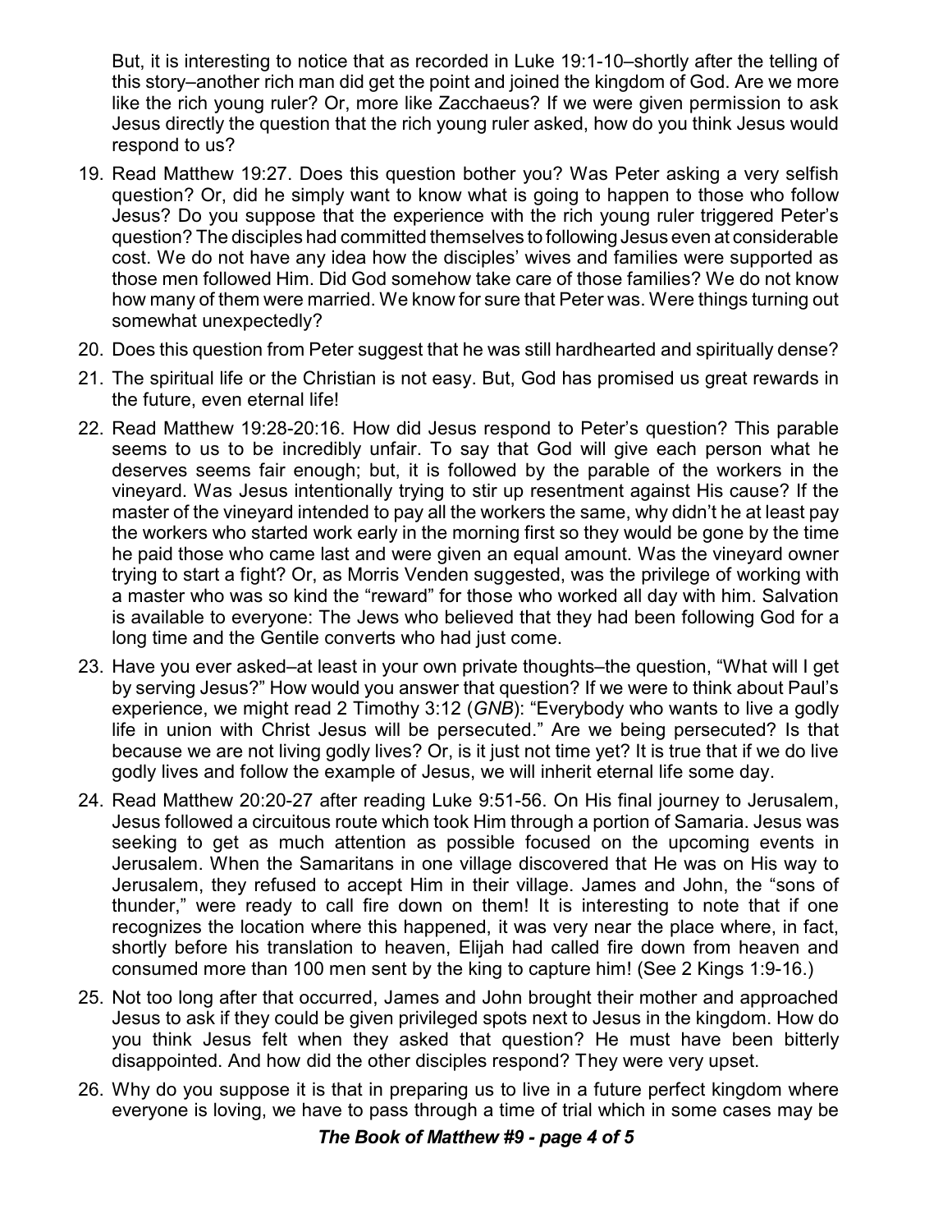But, it is interesting to notice that as recorded in Luke 19:1-10–shortly after the telling of this story–another rich man did get the point and joined the kingdom of God. Are we more like the rich young ruler? Or, more like Zacchaeus? If we were given permission to ask Jesus directly the question that the rich young ruler asked, how do you think Jesus would respond to us?

19. Read Matthew 19:27. Does this question bother you? Was Peter asking a very selfish question? Or, did he simply want to know what is going to happen to those who follow Jesus? Do you suppose that the experience with the rich young ruler triggered Peter's question? The disciples had committed themselves to following Jesus even at considerable cost. We do not have any idea how the disciples' wives and families were supported as those men followed Him. Did God somehow take care of those families? We do not know how many of them were married. We know for sure that Peter was. Were things turning out somewhat unexpectedly?

20. Does this question from Peter suggest that he was still hardhearted and spiritually dense?

21. The spiritual life or the Christian is not easy. But, God has promised us great rewards in the future, even eternal life!

22. Read Matthew 19:28-20:16. How did Jesus respond to Peter's question? This parable seems to us to be incredibly unfair. To say that God will give each person what he deserves seems fair enough; but, it is followed by the parable of the workers in the vineyard. Was Jesus intentionally trying to stir up resentment against His cause? If the master of the vineyard intended to pay all the workers the same, why didn't he at least pay the workers who started work early in the morning first so they would be gone by the time he paid those who came last and were given an equal amount. Was the vineyard owner trying to start a fight? Or, as Morris Venden suggested, was the privilege of working with a master who was so kind the "reward" for those who worked all day with him. Salvation is available to everyone: The Jews who believed that they had been following God for a long time and the Gentile converts who had just come.

23. Have you ever asked–at least in your own private thoughts–the question, "What will I get by serving Jesus?" How would you answer that question? If we were to think about Paul's experience, we might read 2 Timothy 3:12 (*GNB*): "Everybody who wants to live a godly life in union with Christ Jesus will be persecuted." Are we being persecuted? Is that because we are not living godly lives? Or, is it just not time yet? It is true that if we do live godly lives and follow the example of Jesus, we will inherit eternal life some day.

24. Read Matthew 20:20-27 after reading Luke 9:51-56. On His final journey to Jerusalem, Jesus followed a circuitous route which took Him through a portion of Samaria. Jesus was seeking to get as much attention as possible focused on the upcoming events in Jerusalem. When the Samaritans in one village discovered that He was on His way to Jerusalem, they refused to accept Him in their village. James and John, the "sons of thunder," were ready to call fire down on them! It is interesting to note that if one recognizes the location where this happened, it was very near the place where, in fact, shortly before his translation to heaven, Elijah had called fire down from heaven and consumed more than 100 men sent by the king to capture him! (See 2 Kings 1:9-16.)

25. Not too long after that occurred, James and John brought their mother and approached Jesus to ask if they could be given privileged spots next to Jesus in the kingdom. How do you think Jesus felt when they asked that question? He must have been bitterly disappointed. And how did the other disciples respond? They were very upset.

26. Why do you suppose it is that in preparing us to live in a future perfect kingdom where everyone is loving, we have to pass through a time of trial which in some cases may be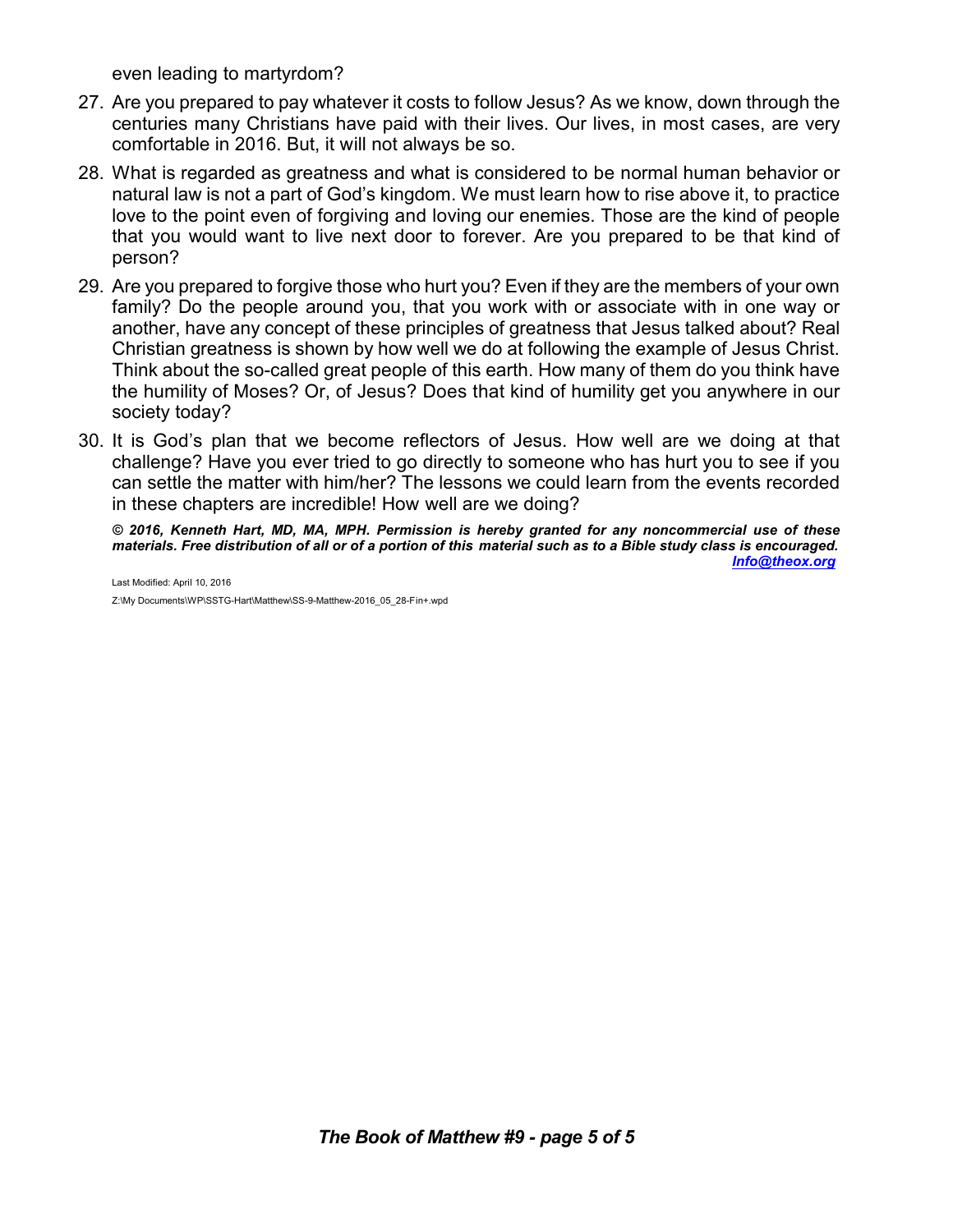even leading to martyrdom?

27. Are you prepared to pay whatever it costs to follow Jesus? As we know, down through the centuries many Christians have paid with their lives. Our lives, in most cases, are very comfortable in 2016. But, it will not always be so.
28. What is regarded as greatness and what is considered to be normal human behavior or natural law is not a part of God's kingdom. We must learn how to rise above it, to practice love to the point even of forgiving and loving our enemies. Those are the kind of people that you would want to live next door to forever. Are you prepared to be that kind of person?
29. Are you prepared to forgive those who hurt you? Even if they are the members of your own family? Do the people around you, that you work with or associate with in one way or another, have any concept of these principles of greatness that Jesus talked about? Real Christian greatness is shown by how well we do at following the example of Jesus Christ. Think about the so-called great people of this earth. How many of them do you think have the humility of Moses? Or, of Jesus? Does that kind of humility get you anywhere in our society today?
30. It is God's plan that we become reflectors of Jesus. How well are we doing at that challenge? Have you ever tried to go directly to someone who has hurt you to see if you can settle the matter with him/her? The lessons we could learn from the events recorded in these chapters are incredible! How well are we doing?

***© 2016, Kenneth Hart, MD, MA, MPH. Permission is hereby granted for any noncommercial use of these materials. Free distribution of all or of a portion of this material such as to a Bible study class is encouraged.*** ***Info@theox.org***

Last Modified: April 10, 2016

Z:\My Documents\WP\SSTG-Hart\Matthew\SS-9-Matthew-2016_05_28-Fin+.wpd